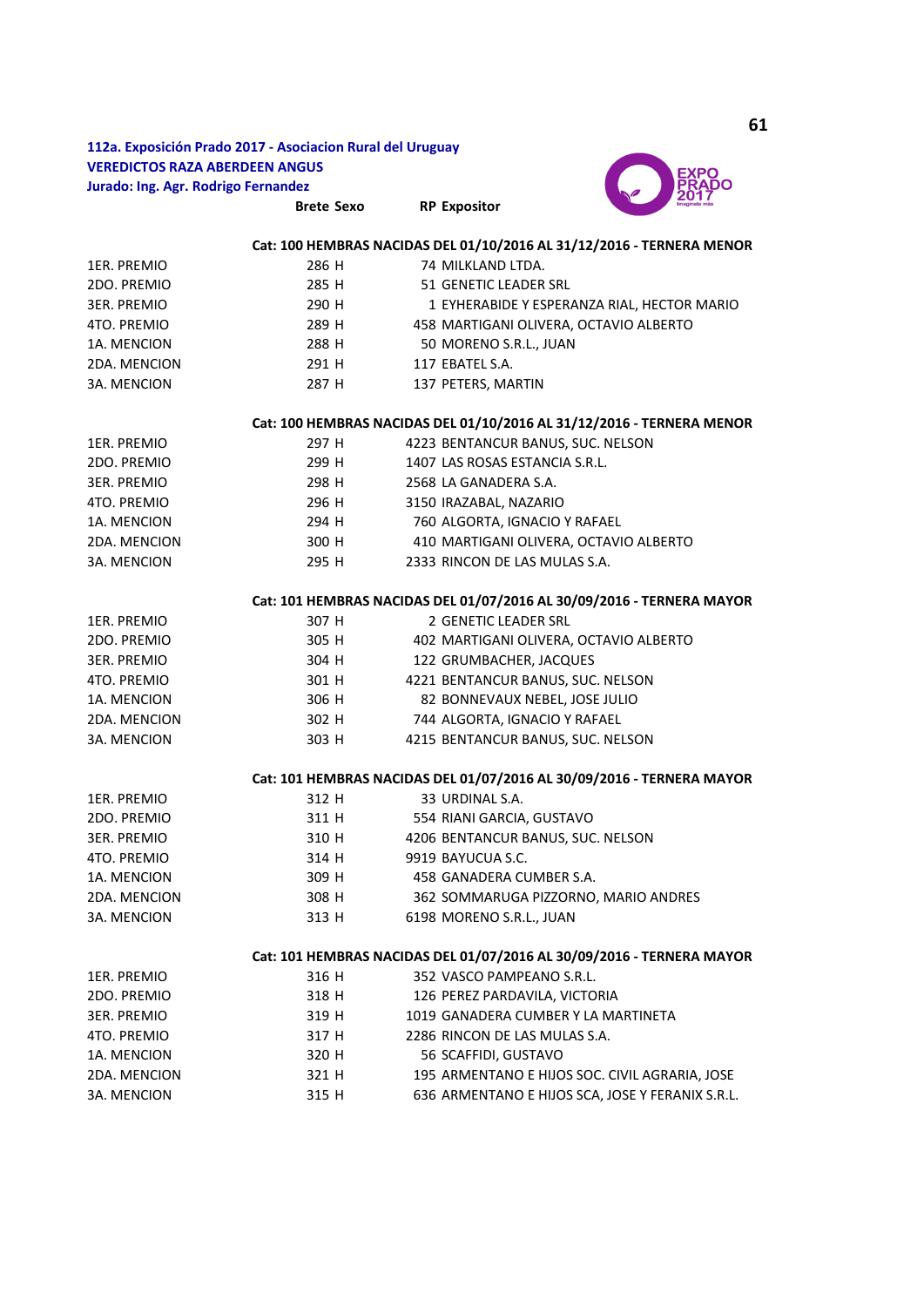**112a. Exposición Prado 2017 - Asociacion Rural del Uruguay**
**VEREDICTOS RAZA ABERDEEN ANGUS**
**Jurado: Ing. Agr. Rodrigo Fernandez**

| | Brete | Sexo | RP | Expositor |
|---|---|---|---|---|
| **Cat: 100 HEMBRAS NACIDAS DEL 01/10/2016 AL 31/12/2016 - TERNERA MENOR** | | | | |
| 1ER. PREMIO | 286 | H | 74 | MILKLAND LTDA. |
| 2DO. PREMIO | 285 | H | 51 | GENETIC LEADER SRL |
| 3ER. PREMIO | 290 | H | 1 | EYHERABIDE Y ESPERANZA RIAL, HECTOR MARIO |
| 4TO. PREMIO | 289 | H | 458 | MARTIGANI OLIVERA, OCTAVIO ALBERTO |
| 1A. MENCION | 288 | H | 50 | MORENO S.R.L., JUAN |
| 2DA. MENCION | 291 | H | 117 | EBATEL S.A. |
| 3A. MENCION | 287 | H | 137 | PETERS, MARTIN |
| **Cat: 100 HEMBRAS NACIDAS DEL 01/10/2016 AL 31/12/2016 - TERNERA MENOR** | | | | |
| 1ER. PREMIO | 297 | H | 4223 | BENTANCUR BANUS, SUC. NELSON |
| 2DO. PREMIO | 299 | H | 1407 | LAS ROSAS ESTANCIA S.R.L. |
| 3ER. PREMIO | 298 | H | 2568 | LA GANADERA S.A. |
| 4TO. PREMIO | 296 | H | 3150 | IRAZABAL, NAZARIO |
| 1A. MENCION | 294 | H | 760 | ALGORTA, IGNACIO Y RAFAEL |
| 2DA. MENCION | 300 | H | 410 | MARTIGANI OLIVERA, OCTAVIO ALBERTO |
| 3A. MENCION | 295 | H | 2333 | RINCON DE LAS MULAS S.A. |
| **Cat: 101 HEMBRAS NACIDAS DEL 01/07/2016 AL 30/09/2016 - TERNERA MAYOR** | | | | |
| 1ER. PREMIO | 307 | H | 2 | GENETIC LEADER SRL |
| 2DO. PREMIO | 305 | H | 402 | MARTIGANI OLIVERA, OCTAVIO ALBERTO |
| 3ER. PREMIO | 304 | H | 122 | GRUMBACHER, JACQUES |
| 4TO. PREMIO | 301 | H | 4221 | BENTANCUR BANUS, SUC. NELSON |
| 1A. MENCION | 306 | H | 82 | BONNEVAUX NEBEL, JOSE JULIO |
| 2DA. MENCION | 302 | H | 744 | ALGORTA, IGNACIO Y RAFAEL |
| 3A. MENCION | 303 | H | 4215 | BENTANCUR BANUS, SUC. NELSON |
| **Cat: 101 HEMBRAS NACIDAS DEL 01/07/2016 AL 30/09/2016 - TERNERA MAYOR** | | | | |
| 1ER. PREMIO | 312 | H | 33 | URDINAL S.A. |
| 2DO. PREMIO | 311 | H | 554 | RIANI GARCIA, GUSTAVO |
| 3ER. PREMIO | 310 | H | 4206 | BENTANCUR BANUS, SUC. NELSON |
| 4TO. PREMIO | 314 | H | 9919 | BAYUCUA S.C. |
| 1A. MENCION | 309 | H | 458 | GANADERA CUMBER S.A. |
| 2DA. MENCION | 308 | H | 362 | SOMMARUGA PIZZORNO, MARIO ANDRES |
| 3A. MENCION | 313 | H | 6198 | MORENO S.R.L., JUAN |
| **Cat: 101 HEMBRAS NACIDAS DEL 01/07/2016 AL 30/09/2016 - TERNERA MAYOR** | | | | |
| 1ER. PREMIO | 316 | H | 352 | VASCO PAMPEANO S.R.L. |
| 2DO. PREMIO | 318 | H | 126 | PEREZ PARDAVILA, VICTORIA |
| 3ER. PREMIO | 319 | H | 1019 | GANADERA CUMBER Y LA MARTINETA |
| 4TO. PREMIO | 317 | H | 2286 | RINCON DE LAS MULAS S.A. |
| 1A. MENCION | 320 | H | 56 | SCAFFIDI, GUSTAVO |
| 2DA. MENCION | 321 | H | 195 | ARMENTANO E HIJOS SOC. CIVIL AGRARIA, JOSE |
| 3A. MENCION | 315 | H | 636 | ARMENTANO E HIJOS SCA, JOSE Y FERANIX S.R.L. |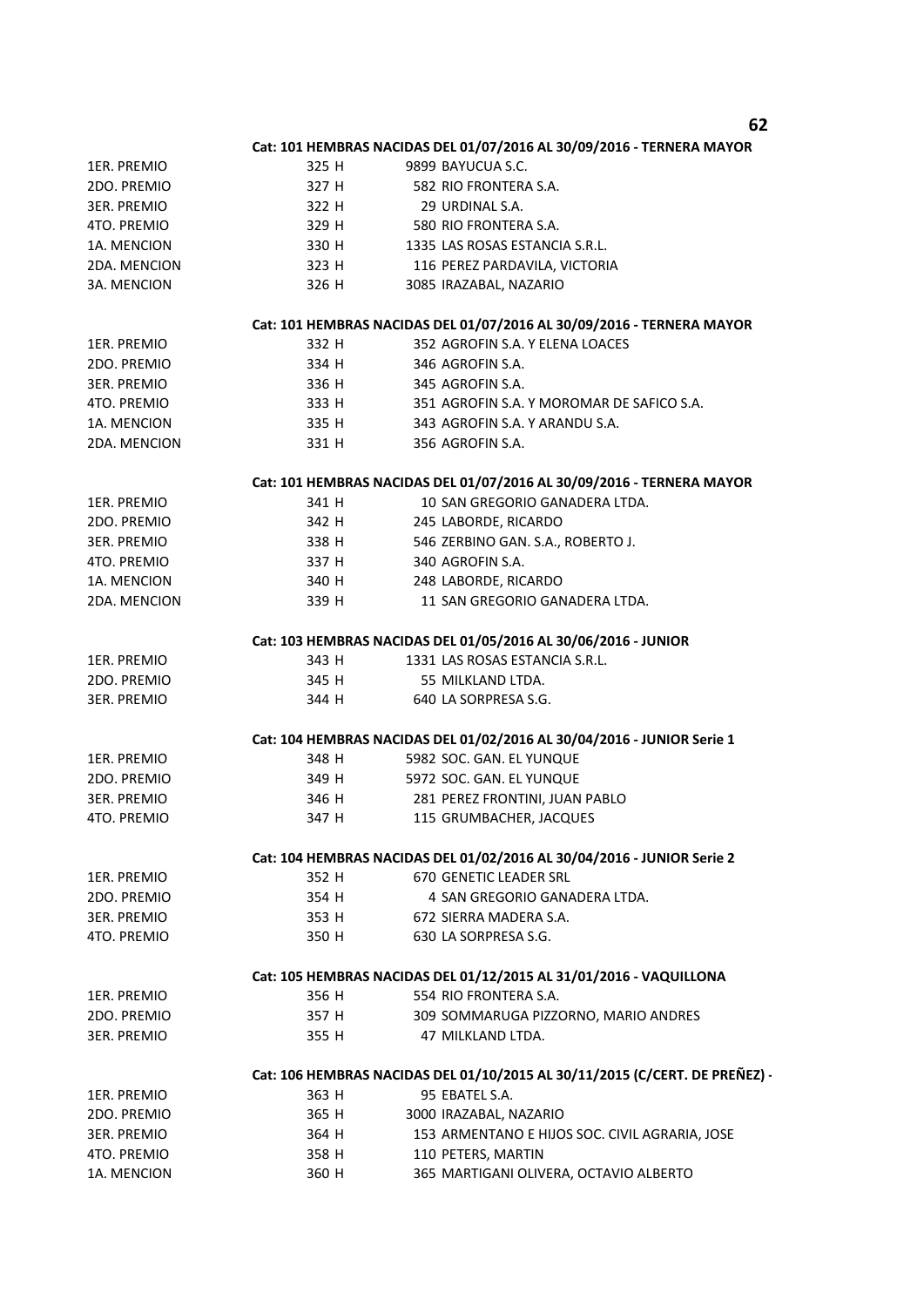**Cat: 101 HEMBRAS NACIDAS DEL 01/07/2016 AL 30/09/2016 - TERNERA MAYOR**

| | | |
|---|---|---|
| 1ER. PREMIO | 325 H | 9899 BAYUCUA S.C. |
| 2DO. PREMIO | 327 H | 582 RIO FRONTERA S.A. |
| 3ER. PREMIO | 322 H | 29 URDINAL S.A. |
| 4TO. PREMIO | 329 H | 580 RIO FRONTERA S.A. |
| 1A. MENCION | 330 H | 1335 LAS ROSAS ESTANCIA S.R.L. |
| 2DA. MENCION | 323 H | 116 PEREZ PARDAVILA, VICTORIA |
| 3A. MENCION | 326 H | 3085 IRAZABAL, NAZARIO |

**Cat: 101 HEMBRAS NACIDAS DEL 01/07/2016 AL 30/09/2016 - TERNERA MAYOR**

| | | |
|---|---|---|
| 1ER. PREMIO | 332 H | 352 AGROFIN S.A. Y ELENA LOACES |
| 2DO. PREMIO | 334 H | 346 AGROFIN S.A. |
| 3ER. PREMIO | 336 H | 345 AGROFIN S.A. |
| 4TO. PREMIO | 333 H | 351 AGROFIN S.A. Y MOROMAR DE SAFICO S.A. |
| 1A. MENCION | 335 H | 343 AGROFIN S.A. Y ARANDU S.A. |
| 2DA. MENCION | 331 H | 356 AGROFIN S.A. |

**Cat: 101 HEMBRAS NACIDAS DEL 01/07/2016 AL 30/09/2016 - TERNERA MAYOR**

| | | |
|---|---|---|
| 1ER. PREMIO | 341 H | 10 SAN GREGORIO GANADERA LTDA. |
| 2DO. PREMIO | 342 H | 245 LABORDE, RICARDO |
| 3ER. PREMIO | 338 H | 546 ZERBINO GAN. S.A., ROBERTO J. |
| 4TO. PREMIO | 337 H | 340 AGROFIN S.A. |
| 1A. MENCION | 340 H | 248 LABORDE, RICARDO |
| 2DA. MENCION | 339 H | 11 SAN GREGORIO GANADERA LTDA. |

**Cat: 103 HEMBRAS NACIDAS DEL 01/05/2016 AL 30/06/2016 - JUNIOR**

| | | |
|---|---|---|
| 1ER. PREMIO | 343 H | 1331 LAS ROSAS ESTANCIA S.R.L. |
| 2DO. PREMIO | 345 H | 55 MILKLAND LTDA. |
| 3ER. PREMIO | 344 H | 640 LA SORPRESA S.G. |

**Cat: 104 HEMBRAS NACIDAS DEL 01/02/2016 AL 30/04/2016 - JUNIOR Serie 1**

| | | |
|---|---|---|
| 1ER. PREMIO | 348 H | 5982 SOC. GAN. EL YUNQUE |
| 2DO. PREMIO | 349 H | 5972 SOC. GAN. EL YUNQUE |
| 3ER. PREMIO | 346 H | 281 PEREZ FRONTINI, JUAN PABLO |
| 4TO. PREMIO | 347 H | 115 GRUMBACHER, JACQUES |

**Cat: 104 HEMBRAS NACIDAS DEL 01/02/2016 AL 30/04/2016 - JUNIOR Serie 2**

| | | |
|---|---|---|
| 1ER. PREMIO | 352 H | 670 GENETIC LEADER SRL |
| 2DO. PREMIO | 354 H | 4 SAN GREGORIO GANADERA LTDA. |
| 3ER. PREMIO | 353 H | 672 SIERRA MADERA S.A. |
| 4TO. PREMIO | 350 H | 630 LA SORPRESA S.G. |

**Cat: 105 HEMBRAS NACIDAS DEL 01/12/2015 AL 31/01/2016 - VAQUILLONA**

| | | |
|---|---|---|
| 1ER. PREMIO | 356 H | 554 RIO FRONTERA S.A. |
| 2DO. PREMIO | 357 H | 309 SOMMARUGA PIZZORNO, MARIO ANDRES |
| 3ER. PREMIO | 355 H | 47 MILKLAND LTDA. |

**Cat: 106 HEMBRAS NACIDAS DEL 01/10/2015 AL 30/11/2015 (C/CERT. DE PREÑEZ) -**

| | | |
|---|---|---|
| 1ER. PREMIO | 363 H | 95 EBATEL S.A. |
| 2DO. PREMIO | 365 H | 3000 IRAZABAL, NAZARIO |
| 3ER. PREMIO | 364 H | 153 ARMENTANO E HIJOS SOC. CIVIL AGRARIA, JOSE |
| 4TO. PREMIO | 358 H | 110 PETERS, MARTIN |
| 1A. MENCION | 360 H | 365 MARTIGANI OLIVERA, OCTAVIO ALBERTO |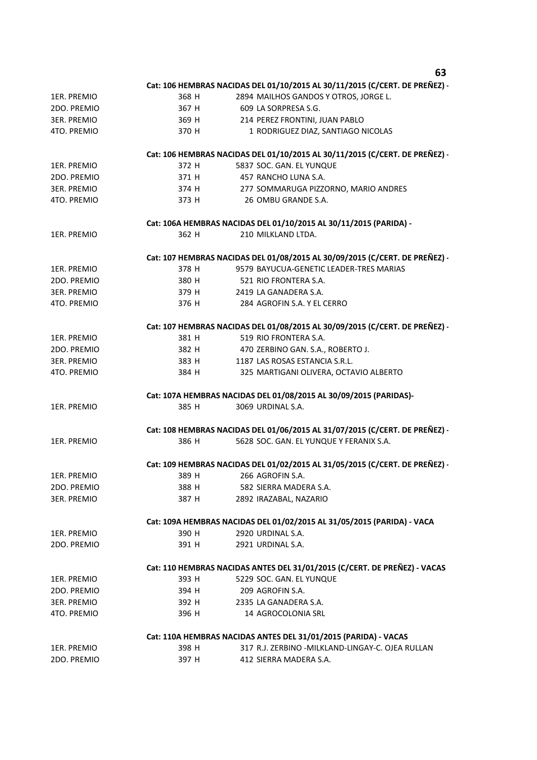**Cat: 106 HEMBRAS NACIDAS DEL 01/10/2015 AL 30/11/2015 (C/CERT. DE PREÑEZ) -**

| | | |
|---|---|---|
| 1ER. PREMIO | 368 H | 2894 MAILHOS GANDOS Y OTROS, JORGE L. |
| 2DO. PREMIO | 367 H | 609 LA SORPRESA S.G. |
| 3ER. PREMIO | 369 H | 214 PEREZ FRONTINI, JUAN PABLO |
| 4TO. PREMIO | 370 H | 1 RODRIGUEZ DIAZ, SANTIAGO NICOLAS |

**Cat: 106 HEMBRAS NACIDAS DEL 01/10/2015 AL 30/11/2015 (C/CERT. DE PREÑEZ) -**

| | | |
|---|---|---|
| 1ER. PREMIO | 372 H | 5837 SOC. GAN. EL YUNQUE |
| 2DO. PREMIO | 371 H | 457 RANCHO LUNA S.A. |
| 3ER. PREMIO | 374 H | 277 SOMMARUGA PIZZORNO, MARIO ANDRES |
| 4TO. PREMIO | 373 H | 26 OMBU GRANDE S.A. |

**Cat: 106A HEMBRAS NACIDAS DEL 01/10/2015 AL 30/11/2015 (PARIDA) -**

| | | |
|---|---|---|
| 1ER. PREMIO | 362 H | 210 MILKLAND LTDA. |

**Cat: 107 HEMBRAS NACIDAS DEL 01/08/2015 AL 30/09/2015 (C/CERT. DE PREÑEZ) -**

| | | |
|---|---|---|
| 1ER. PREMIO | 378 H | 9579 BAYUCUA-GENETIC LEADER-TRES MARIAS |
| 2DO. PREMIO | 380 H | 521 RIO FRONTERA S.A. |
| 3ER. PREMIO | 379 H | 2419 LA GANADERA S.A. |
| 4TO. PREMIO | 376 H | 284 AGROFIN S.A. Y EL CERRO |

**Cat: 107 HEMBRAS NACIDAS DEL 01/08/2015 AL 30/09/2015 (C/CERT. DE PREÑEZ) -**

| | | |
|---|---|---|
| 1ER. PREMIO | 381 H | 519 RIO FRONTERA S.A. |
| 2DO. PREMIO | 382 H | 470 ZERBINO GAN. S.A., ROBERTO J. |
| 3ER. PREMIO | 383 H | 1187 LAS ROSAS ESTANCIA S.R.L. |
| 4TO. PREMIO | 384 H | 325 MARTIGANI OLIVERA, OCTAVIO ALBERTO |

**Cat: 107A HEMBRAS NACIDAS DEL 01/08/2015 AL 30/09/2015 (PARIDAS)-**

| | | |
|---|---|---|
| 1ER. PREMIO | 385 H | 3069 URDINAL S.A. |

**Cat: 108 HEMBRAS NACIDAS DEL 01/06/2015 AL 31/07/2015 (C/CERT. DE PREÑEZ) -**

| | | |
|---|---|---|
| 1ER. PREMIO | 386 H | 5628 SOC. GAN. EL YUNQUE Y FERANIX S.A. |

**Cat: 109 HEMBRAS NACIDAS DEL 01/02/2015 AL 31/05/2015 (C/CERT. DE PREÑEZ) -**

| | | |
|---|---|---|
| 1ER. PREMIO | 389 H | 266 AGROFIN S.A. |
| 2DO. PREMIO | 388 H | 582 SIERRA MADERA S.A. |
| 3ER. PREMIO | 387 H | 2892 IRAZABAL, NAZARIO |

**Cat: 109A HEMBRAS NACIDAS DEL 01/02/2015 AL 31/05/2015 (PARIDA) - VACA**

| | | |
|---|---|---|
| 1ER. PREMIO | 390 H | 2920 URDINAL S.A. |
| 2DO. PREMIO | 391 H | 2921 URDINAL S.A. |

**Cat: 110 HEMBRAS NACIDAS ANTES DEL 31/01/2015 (C/CERT. DE PREÑEZ) - VACAS**

| | | |
|---|---|---|
| 1ER. PREMIO | 393 H | 5229 SOC. GAN. EL YUNQUE |
| 2DO. PREMIO | 394 H | 209 AGROFIN S.A. |
| 3ER. PREMIO | 392 H | 2335 LA GANADERA S.A. |
| 4TO. PREMIO | 396 H | 14 AGROCOLONIA SRL |

**Cat: 110A HEMBRAS NACIDAS ANTES DEL 31/01/2015 (PARIDA) - VACAS**

| | | |
|---|---|---|
| 1ER. PREMIO | 398 H | 317 R.J. ZERBINO -MILKLAND-LINGAY-C. OJEA RULLAN |
| 2DO. PREMIO | 397 H | 412 SIERRA MADERA S.A. |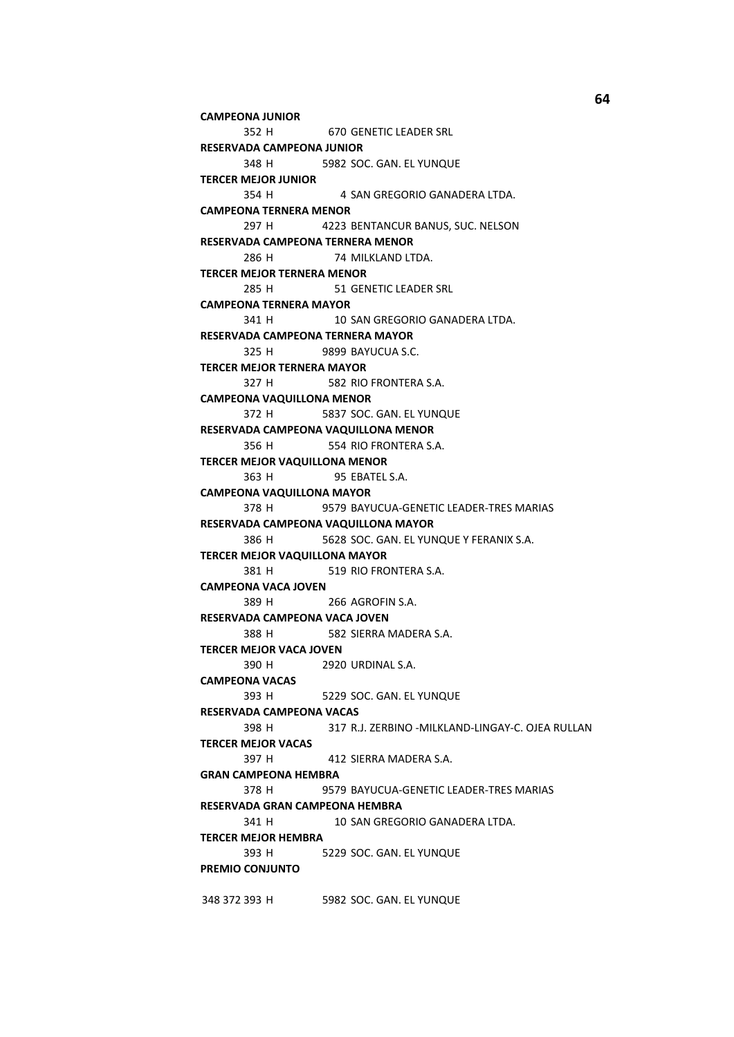**CAMPEONA JUNIOR**

352 H 670 GENETIC LEADER SRL

**RESERVADA CAMPEONA JUNIOR**

348 H 5982 SOC. GAN. EL YUNQUE

**TERCER MEJOR JUNIOR**

354 H 4 SAN GREGORIO GANADERA LTDA.

**CAMPEONA TERNERA MENOR**

297 H 4223 BENTANCUR BANUS, SUC. NELSON

**RESERVADA CAMPEONA TERNERA MENOR**

286 H 74 MILKLAND LTDA.

**TERCER MEJOR TERNERA MENOR**

285 H 51 GENETIC LEADER SRL

**CAMPEONA TERNERA MAYOR**

341 H 10 SAN GREGORIO GANADERA LTDA.

**RESERVADA CAMPEONA TERNERA MAYOR**

325 H 9899 BAYUCUA S.C.

**TERCER MEJOR TERNERA MAYOR**

327 H 582 RIO FRONTERA S.A.

**CAMPEONA VAQUILLONA MENOR**

372 H 5837 SOC. GAN. EL YUNQUE

**RESERVADA CAMPEONA VAQUILLONA MENOR**

356 H 554 RIO FRONTERA S.A.

**TERCER MEJOR VAQUILLONA MENOR**

363 H 95 EBATEL S.A.

**CAMPEONA VAQUILLONA MAYOR**

378 H 9579 BAYUCUA-GENETIC LEADER-TRES MARIAS

**RESERVADA CAMPEONA VAQUILLONA MAYOR**

386 H 5628 SOC. GAN. EL YUNQUE Y FERANIX S.A.

**TERCER MEJOR VAQUILLONA MAYOR**

381 H 519 RIO FRONTERA S.A.

**CAMPEONA VACA JOVEN**

389 H 266 AGROFIN S.A.

**RESERVADA CAMPEONA VACA JOVEN**

388 H 582 SIERRA MADERA S.A.

**TERCER MEJOR VACA JOVEN**

390 H 2920 URDINAL S.A.

**CAMPEONA VACAS**

393 H 5229 SOC. GAN. EL YUNQUE

**RESERVADA CAMPEONA VACAS**

398 H 317 R.J. ZERBINO -MILKLAND-LINGAY-C. OJEA RULLAN

**TERCER MEJOR VACAS**

397 H 412 SIERRA MADERA S.A.

**GRAN CAMPEONA HEMBRA**

378 H 9579 BAYUCUA-GENETIC LEADER-TRES MARIAS

**RESERVADA GRAN CAMPEONA HEMBRA**

341 H 10 SAN GREGORIO GANADERA LTDA.

**TERCER MEJOR HEMBRA**

393 H 5229 SOC. GAN. EL YUNQUE

**PREMIO CONJUNTO**

348 372 393 H 5982 SOC. GAN. EL YUNQUE